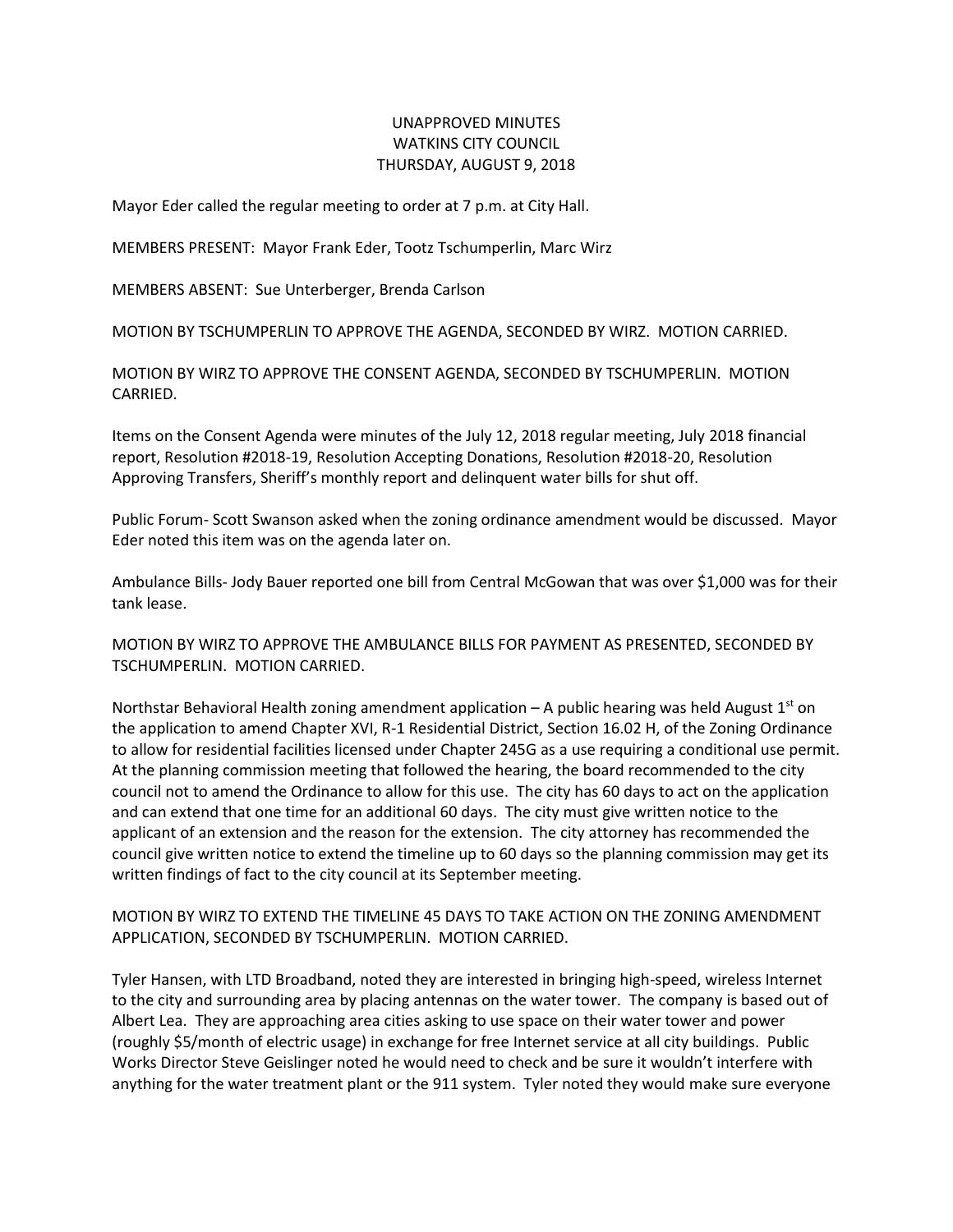UNAPPROVED MINUTES
WATKINS CITY COUNCIL
THURSDAY, AUGUST 9, 2018

Mayor Eder called the regular meeting to order at 7 p.m. at City Hall.

MEMBERS PRESENT: Mayor Frank Eder, Tootz Tschumperlin, Marc Wirz

MEMBERS ABSENT: Sue Unterberger, Brenda Carlson

MOTION BY TSCHUMPERLIN TO APPROVE THE AGENDA, SECONDED BY WIRZ. MOTION CARRIED.

MOTION BY WIRZ TO APPROVE THE CONSENT AGENDA, SECONDED BY TSCHUMPERLIN. MOTION CARRIED.

Items on the Consent Agenda were minutes of the July 12, 2018 regular meeting, July 2018 financial report, Resolution #2018-19, Resolution Accepting Donations, Resolution #2018-20, Resolution Approving Transfers, Sheriff's monthly report and delinquent water bills for shut off.

Public Forum- Scott Swanson asked when the zoning ordinance amendment would be discussed. Mayor Eder noted this item was on the agenda later on.

Ambulance Bills- Jody Bauer reported one bill from Central McGowan that was over $1,000 was for their tank lease.

MOTION BY WIRZ TO APPROVE THE AMBULANCE BILLS FOR PAYMENT AS PRESENTED, SECONDED BY TSCHUMPERLIN. MOTION CARRIED.

Northstar Behavioral Health zoning amendment application – A public hearing was held August 1st on the application to amend Chapter XVI, R-1 Residential District, Section 16.02 H, of the Zoning Ordinance to allow for residential facilities licensed under Chapter 245G as a use requiring a conditional use permit. At the planning commission meeting that followed the hearing, the board recommended to the city council not to amend the Ordinance to allow for this use. The city has 60 days to act on the application and can extend that one time for an additional 60 days. The city must give written notice to the applicant of an extension and the reason for the extension. The city attorney has recommended the council give written notice to extend the timeline up to 60 days so the planning commission may get its written findings of fact to the city council at its September meeting.

MOTION BY WIRZ TO EXTEND THE TIMELINE 45 DAYS TO TAKE ACTION ON THE ZONING AMENDMENT APPLICATION, SECONDED BY TSCHUMPERLIN. MOTION CARRIED.

Tyler Hansen, with LTD Broadband, noted they are interested in bringing high-speed, wireless Internet to the city and surrounding area by placing antennas on the water tower. The company is based out of Albert Lea. They are approaching area cities asking to use space on their water tower and power (roughly $5/month of electric usage) in exchange for free Internet service at all city buildings. Public Works Director Steve Geislinger noted he would need to check and be sure it wouldn't interfere with anything for the water treatment plant or the 911 system. Tyler noted they would make sure everyone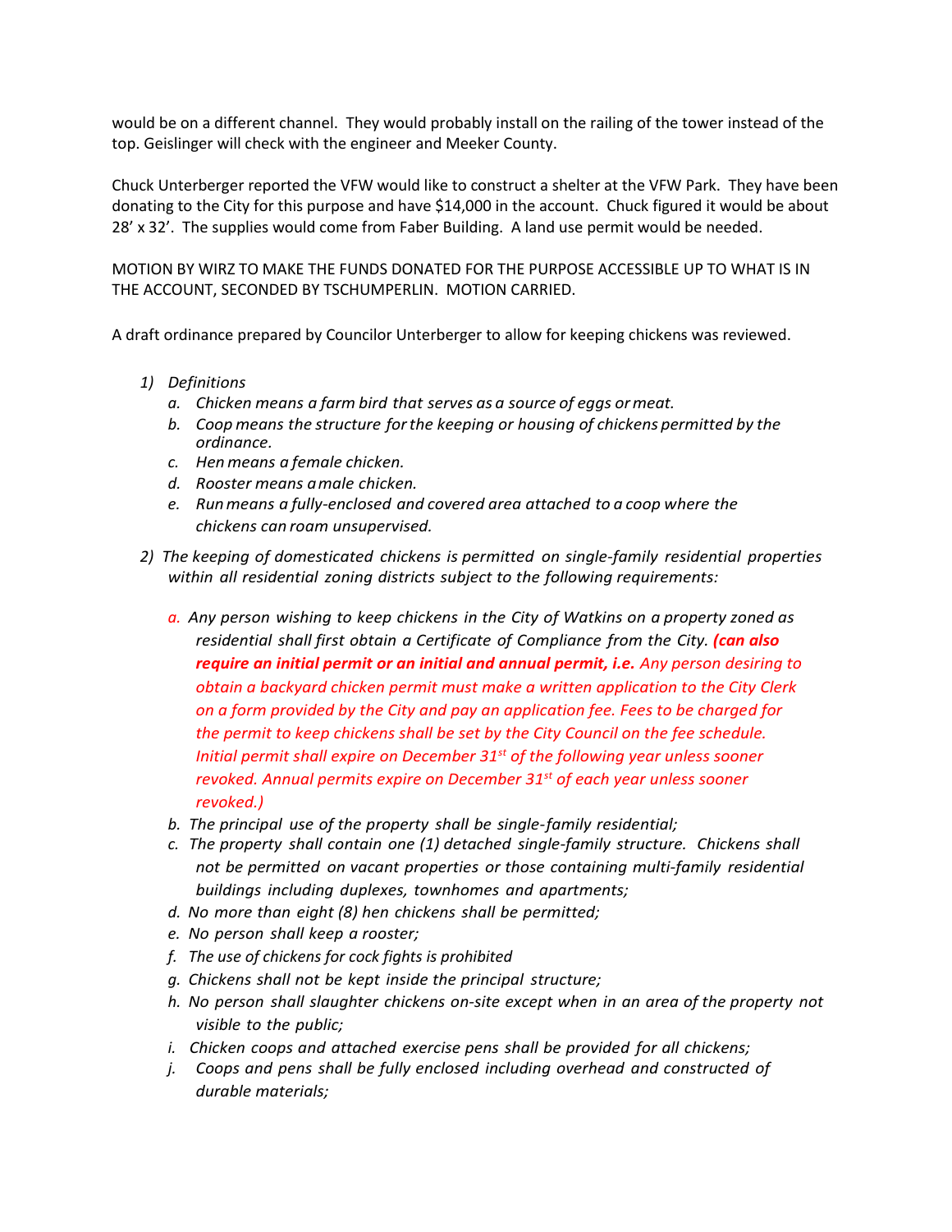would be on a different channel. They would probably install on the railing of the tower instead of the top. Geislinger will check with the engineer and Meeker County.

Chuck Unterberger reported the VFW would like to construct a shelter at the VFW Park. They have been donating to the City for this purpose and have $14,000 in the account. Chuck figured it would be about 28' x 32'. The supplies would come from Faber Building. A land use permit would be needed.

MOTION BY WIRZ TO MAKE THE FUNDS DONATED FOR THE PURPOSE ACCESSIBLE UP TO WHAT IS IN THE ACCOUNT, SECONDED BY TSCHUMPERLIN. MOTION CARRIED.

A draft ordinance prepared by Councilor Unterberger to allow for keeping chickens was reviewed.

1) *Definitions*
   a. *Chicken means a farm bird that serves as a source of eggs or meat.*
   b. *Coop means the structure for the keeping or housing of chickens permitted by the ordinance.*
   c. *Hen means a female chicken.*
   d. *Rooster means a male chicken.*
   e. *Run means a fully-enclosed and covered area attached to a coop where the chickens can roam unsupervised.*

2) *The keeping of domesticated chickens is permitted on single-family residential properties within all residential zoning districts subject to the following requirements:*
   a. *Any person wishing to keep chickens in the City of Watkins on a property zoned as residential shall first obtain a Certificate of Compliance from the City.* ***(can also require an initial permit or an initial and annual permit, i.e.*** *Any person desiring to obtain a backyard chicken permit must make a written application to the City Clerk on a form provided by the City and pay an application fee. Fees to be charged for the permit to keep chickens shall be set by the City Council on the fee schedule. Initial permit shall expire on December 31st of the following year unless sooner revoked. Annual permits expire on December 31st of each year unless sooner revoked.)*
   b. *The principal use of the property shall be single-family residential;*
   c. *The property shall contain one (1) detached single-family structure. Chickens shall not be permitted on vacant properties or those containing multi-family residential buildings including duplexes, townhomes and apartments;*
   d. *No more than eight (8) hen chickens shall be permitted;*
   e. *No person shall keep a rooster;*
   f. *The use of chickens for cock fights is prohibited*
   g. *Chickens shall not be kept inside the principal structure;*
   h. *No person shall slaughter chickens on-site except when in an area of the property not visible to the public;*
   i. *Chicken coops and attached exercise pens shall be provided for all chickens;*
   j. *Coops and pens shall be fully enclosed including overhead and constructed of durable materials;*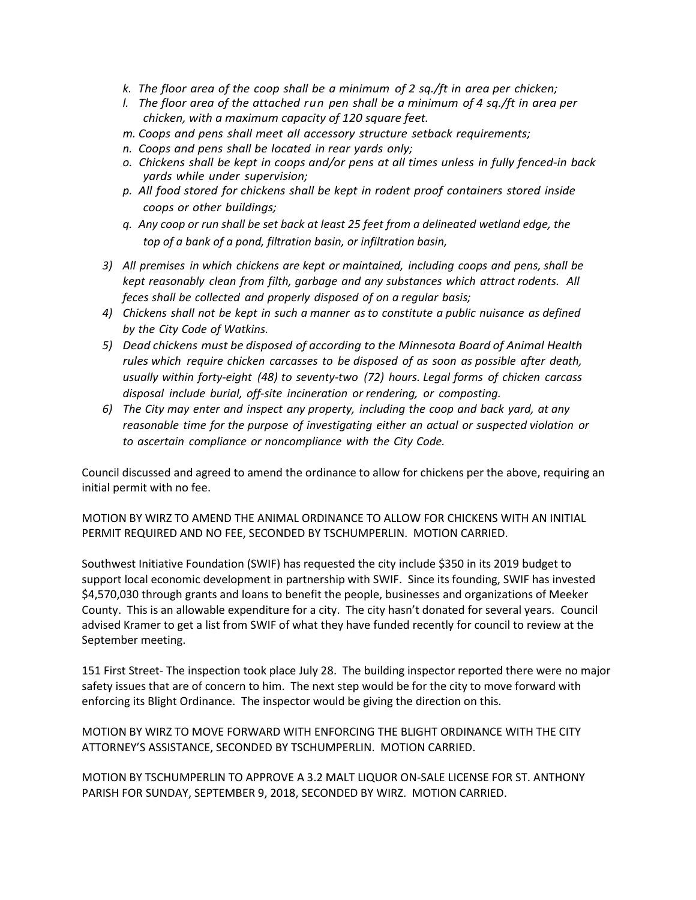- *k. The floor area of the coop shall be a minimum of 2 sq./ft in area per chicken;*
- *l. The floor area of the attached run pen shall be a minimum of 4 sq./ft in area per chicken, with a maximum capacity of 120 square feet.*
- *m. Coops and pens shall meet all accessory structure setback requirements;*
- *n. Coops and pens shall be located in rear yards only;*
- *o. Chickens shall be kept in coops and/or pens at all times unless in fully fenced-in back yards while under supervision;*
- *p. All food stored for chickens shall be kept in rodent proof containers stored inside coops or other buildings;*
- *q. Any coop or run shall be set back at least 25 feet from a delineated wetland edge, the top of a bank of a pond, filtration basin, or infiltration basin,*

3) *All premises in which chickens are kept or maintained, including coops and pens, shall be kept reasonably clean from filth, garbage and any substances which attract rodents. All feces shall be collected and properly disposed of on a regular basis;*
4) *Chickens shall not be kept in such a manner as to constitute a public nuisance as defined by the City Code of Watkins.*
5) *Dead chickens must be disposed of according to the Minnesota Board of Animal Health rules which require chicken carcasses to be disposed of as soon as possible after death, usually within forty-eight (48) to seventy-two (72) hours. Legal forms of chicken carcass disposal include burial, off-site incineration or rendering, or composting.*
6) *The City may enter and inspect any property, including the coop and back yard, at any reasonable time for the purpose of investigating either an actual or suspected violation or to ascertain compliance or noncompliance with the City Code.*

Council discussed and agreed to amend the ordinance to allow for chickens per the above, requiring an initial permit with no fee.

MOTION BY WIRZ TO AMEND THE ANIMAL ORDINANCE TO ALLOW FOR CHICKENS WITH AN INITIAL PERMIT REQUIRED AND NO FEE, SECONDED BY TSCHUMPERLIN. MOTION CARRIED.

Southwest Initiative Foundation (SWIF) has requested the city include $350 in its 2019 budget to support local economic development in partnership with SWIF. Since its founding, SWIF has invested $4,570,030 through grants and loans to benefit the people, businesses and organizations of Meeker County. This is an allowable expenditure for a city. The city hasn't donated for several years. Council advised Kramer to get a list from SWIF of what they have funded recently for council to review at the September meeting.

151 First Street- The inspection took place July 28. The building inspector reported there were no major safety issues that are of concern to him. The next step would be for the city to move forward with enforcing its Blight Ordinance. The inspector would be giving the direction on this.

MOTION BY WIRZ TO MOVE FORWARD WITH ENFORCING THE BLIGHT ORDINANCE WITH THE CITY ATTORNEY'S ASSISTANCE, SECONDED BY TSCHUMPERLIN. MOTION CARRIED.

MOTION BY TSCHUMPERLIN TO APPROVE A 3.2 MALT LIQUOR ON-SALE LICENSE FOR ST. ANTHONY PARISH FOR SUNDAY, SEPTEMBER 9, 2018, SECONDED BY WIRZ. MOTION CARRIED.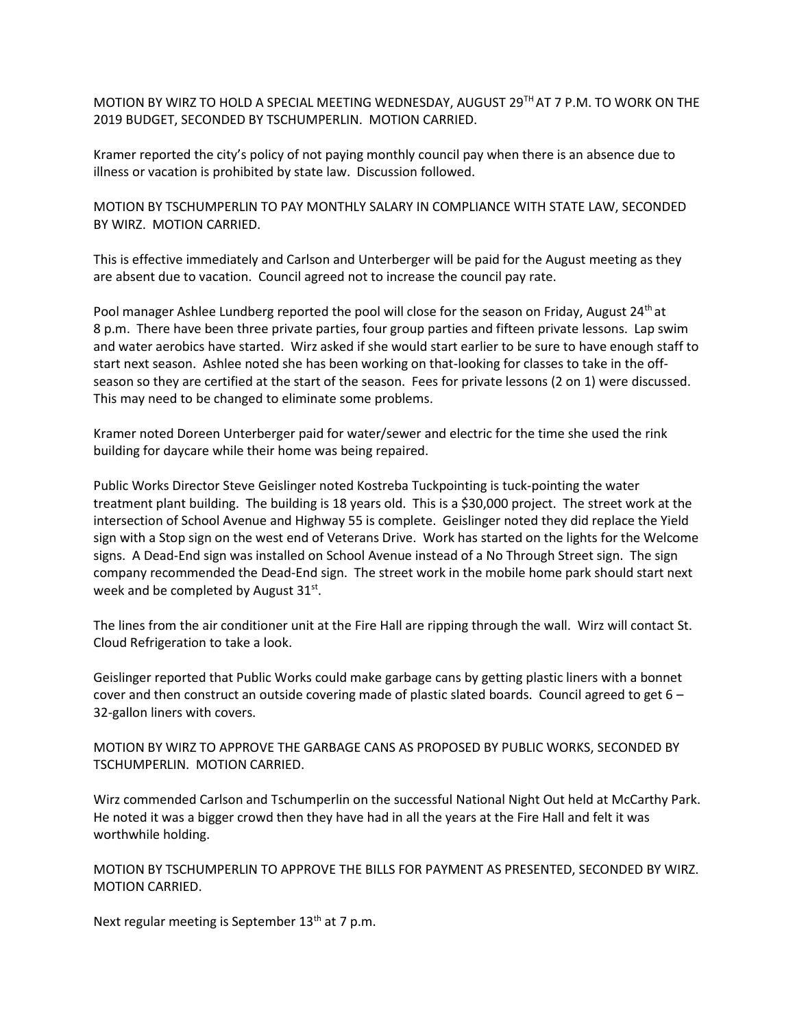MOTION BY WIRZ TO HOLD A SPECIAL MEETING WEDNESDAY, AUGUST 29TH AT 7 P.M. TO WORK ON THE 2019 BUDGET, SECONDED BY TSCHUMPERLIN. MOTION CARRIED.

Kramer reported the city's policy of not paying monthly council pay when there is an absence due to illness or vacation is prohibited by state law. Discussion followed.

MOTION BY TSCHUMPERLIN TO PAY MONTHLY SALARY IN COMPLIANCE WITH STATE LAW, SECONDED BY WIRZ. MOTION CARRIED.

This is effective immediately and Carlson and Unterberger will be paid for the August meeting as they are absent due to vacation. Council agreed not to increase the council pay rate.

Pool manager Ashlee Lundberg reported the pool will close for the season on Friday, August 24th at 8 p.m. There have been three private parties, four group parties and fifteen private lessons. Lap swim and water aerobics have started. Wirz asked if she would start earlier to be sure to have enough staff to start next season. Ashlee noted she has been working on that-looking for classes to take in the off-season so they are certified at the start of the season. Fees for private lessons (2 on 1) were discussed. This may need to be changed to eliminate some problems.

Kramer noted Doreen Unterberger paid for water/sewer and electric for the time she used the rink building for daycare while their home was being repaired.

Public Works Director Steve Geislinger noted Kostreba Tuckpointing is tuck-pointing the water treatment plant building. The building is 18 years old. This is a $30,000 project. The street work at the intersection of School Avenue and Highway 55 is complete. Geislinger noted they did replace the Yield sign with a Stop sign on the west end of Veterans Drive. Work has started on the lights for the Welcome signs. A Dead-End sign was installed on School Avenue instead of a No Through Street sign. The sign company recommended the Dead-End sign. The street work in the mobile home park should start next week and be completed by August 31st.

The lines from the air conditioner unit at the Fire Hall are ripping through the wall. Wirz will contact St. Cloud Refrigeration to take a look.

Geislinger reported that Public Works could make garbage cans by getting plastic liners with a bonnet cover and then construct an outside covering made of plastic slated boards. Council agreed to get 6 – 32-gallon liners with covers.

MOTION BY WIRZ TO APPROVE THE GARBAGE CANS AS PROPOSED BY PUBLIC WORKS, SECONDED BY TSCHUMPERLIN. MOTION CARRIED.

Wirz commended Carlson and Tschumperlin on the successful National Night Out held at McCarthy Park. He noted it was a bigger crowd then they have had in all the years at the Fire Hall and felt it was worthwhile holding.

MOTION BY TSCHUMPERLIN TO APPROVE THE BILLS FOR PAYMENT AS PRESENTED, SECONDED BY WIRZ. MOTION CARRIED.

Next regular meeting is September 13th at 7 p.m.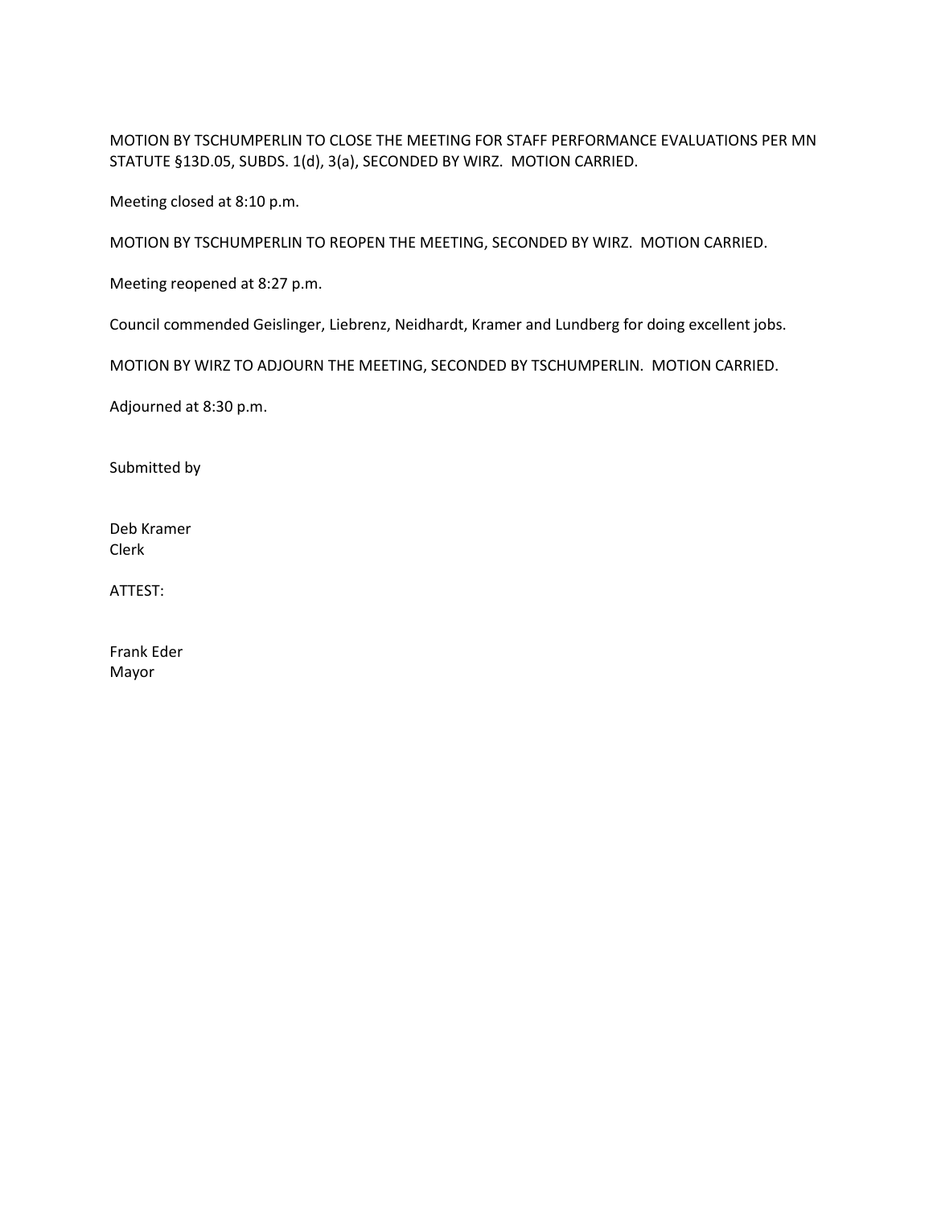MOTION BY TSCHUMPERLIN TO CLOSE THE MEETING FOR STAFF PERFORMANCE EVALUATIONS PER MN STATUTE §13D.05, SUBDS. 1(d), 3(a), SECONDED BY WIRZ. MOTION CARRIED.

Meeting closed at 8:10 p.m.

MOTION BY TSCHUMPERLIN TO REOPEN THE MEETING, SECONDED BY WIRZ. MOTION CARRIED.

Meeting reopened at 8:27 p.m.

Council commended Geislinger, Liebrenz, Neidhardt, Kramer and Lundberg for doing excellent jobs.

MOTION BY WIRZ TO ADJOURN THE MEETING, SECONDED BY TSCHUMPERLIN. MOTION CARRIED.

Adjourned at 8:30 p.m.

Submitted by

Deb Kramer
Clerk

ATTEST:

Frank Eder
Mayor